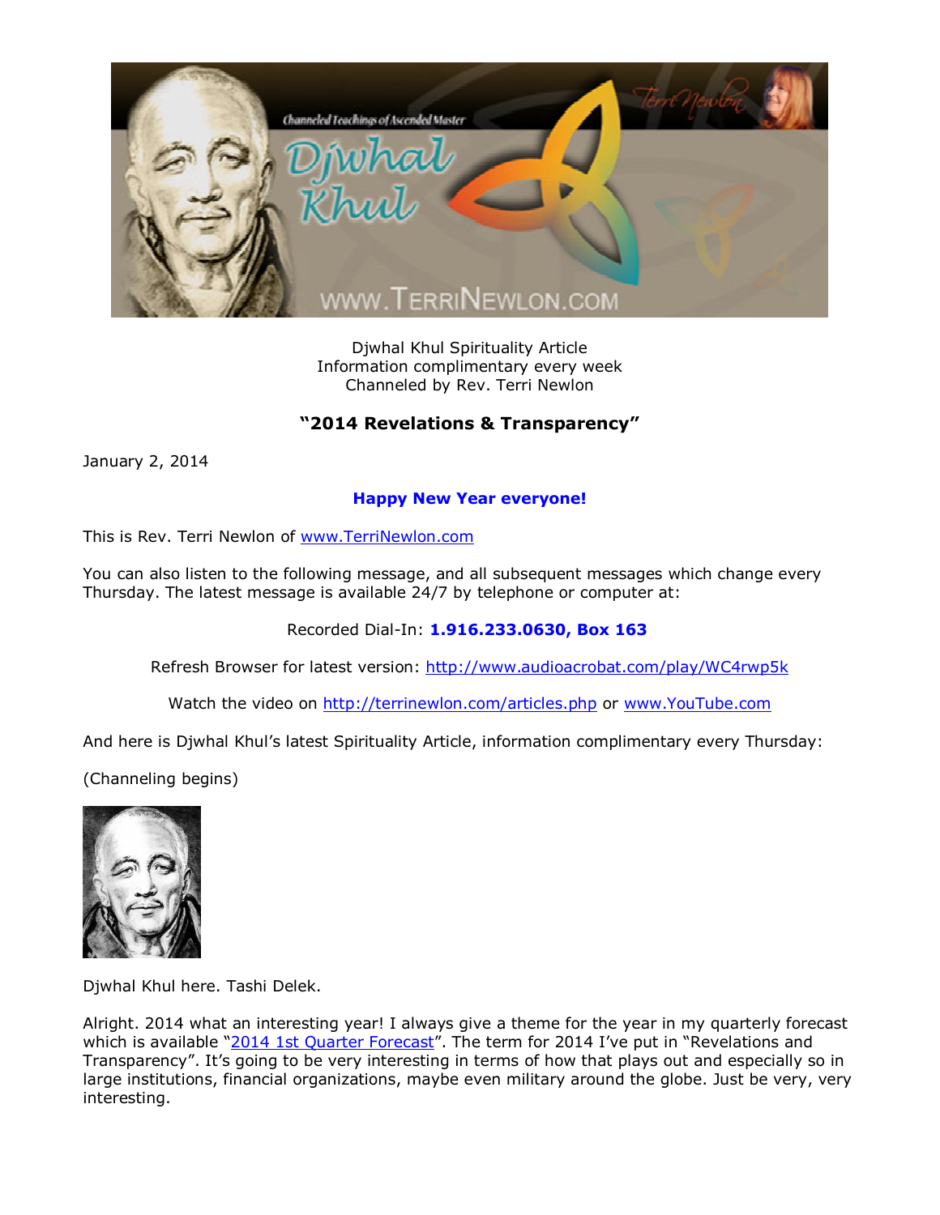Djwhal Khul Spirituality Article
Information complimentary every week
Channeled by Rev. Terri Newlon

## "2014 Revelations & Transparency"

January 2, 2014

**Happy New Year everyone!**

This is Rev. Terri Newlon of www.TerriNewlon.com

You can also listen to the following message, and all subsequent messages which change every Thursday. The latest message is available 24/7 by telephone or computer at:

Recorded Dial-In: **1.916.233.0630, Box 163**

Refresh Browser for latest version: http://www.audioacrobat.com/play/WC4rwp5k

Watch the video on http://terrinewlon.com/articles.php or www.YouTube.com

And here is Djwhal Khul's latest Spirituality Article, information complimentary every Thursday:

(Channeling begins)

Djwhal Khul here. Tashi Delek.

Alright. 2014 what an interesting year! I always give a theme for the year in my quarterly forecast which is available "2014 1st Quarter Forecast". The term for 2014 I've put in "Revelations and Transparency". It's going to be very interesting in terms of how that plays out and especially so in large institutions, financial organizations, maybe even military around the globe. Just be very, very interesting.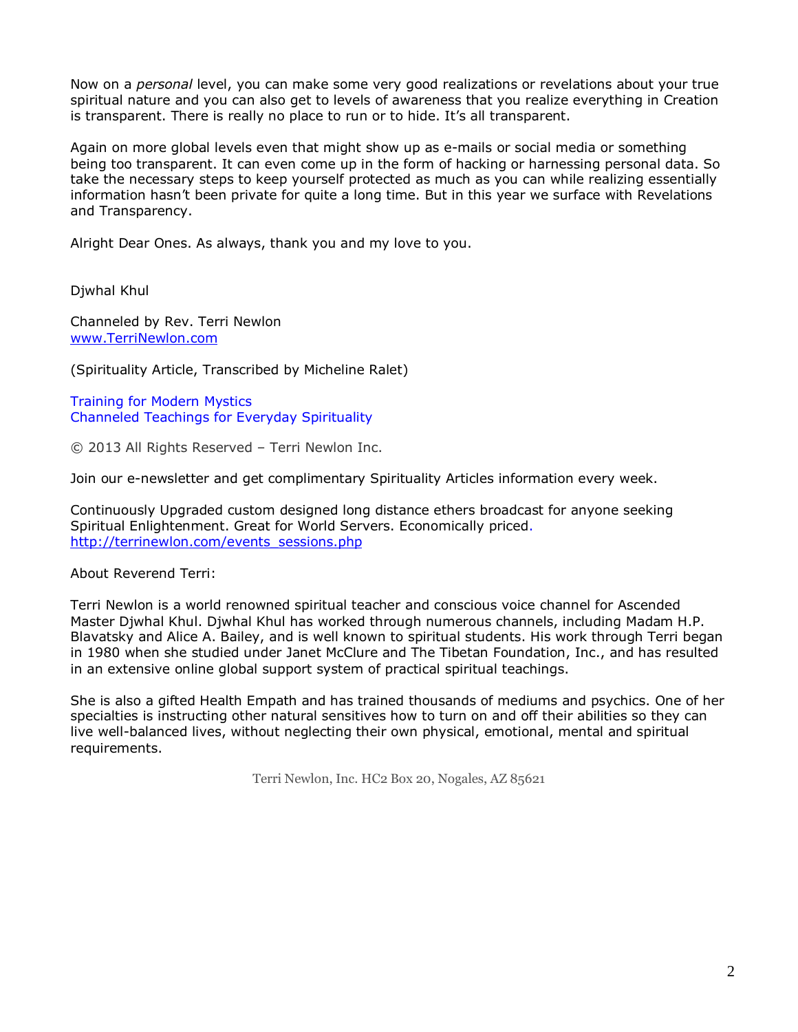Now on a *personal* level, you can make some very good realizations or revelations about your true spiritual nature and you can also get to levels of awareness that you realize everything in Creation is transparent. There is really no place to run or to hide. It's all transparent.

Again on more global levels even that might show up as e-mails or social media or something being too transparent. It can even come up in the form of hacking or harnessing personal data. So take the necessary steps to keep yourself protected as much as you can while realizing essentially information hasn't been private for quite a long time. But in this year we surface with Revelations and Transparency.

Alright Dear Ones. As always, thank you and my love to you.

Djwhal Khul

Channeled by Rev. Terri Newlon
www.TerriNewlon.com

(Spirituality Article, Transcribed by Micheline Ralet)

Training for Modern Mystics
Channeled Teachings for Everyday Spirituality

© 2013 All Rights Reserved – Terri Newlon Inc.

Join our e-newsletter and get complimentary Spirituality Articles information every week.

Continuously Upgraded custom designed long distance ethers broadcast for anyone seeking Spiritual Enlightenment. Great for World Servers. Economically priced.
http://terrinewlon.com/events_sessions.php

About Reverend Terri:

Terri Newlon is a world renowned spiritual teacher and conscious voice channel for Ascended Master Djwhal Khul. Djwhal Khul has worked through numerous channels, including Madam H.P. Blavatsky and Alice A. Bailey, and is well known to spiritual students. His work through Terri began in 1980 when she studied under Janet McClure and The Tibetan Foundation, Inc., and has resulted in an extensive online global support system of practical spiritual teachings.

She is also a gifted Health Empath and has trained thousands of mediums and psychics. One of her specialties is instructing other natural sensitives how to turn on and off their abilities so they can live well-balanced lives, without neglecting their own physical, emotional, mental and spiritual requirements.

Terri Newlon, Inc. HC2 Box 20, Nogales, AZ 85621